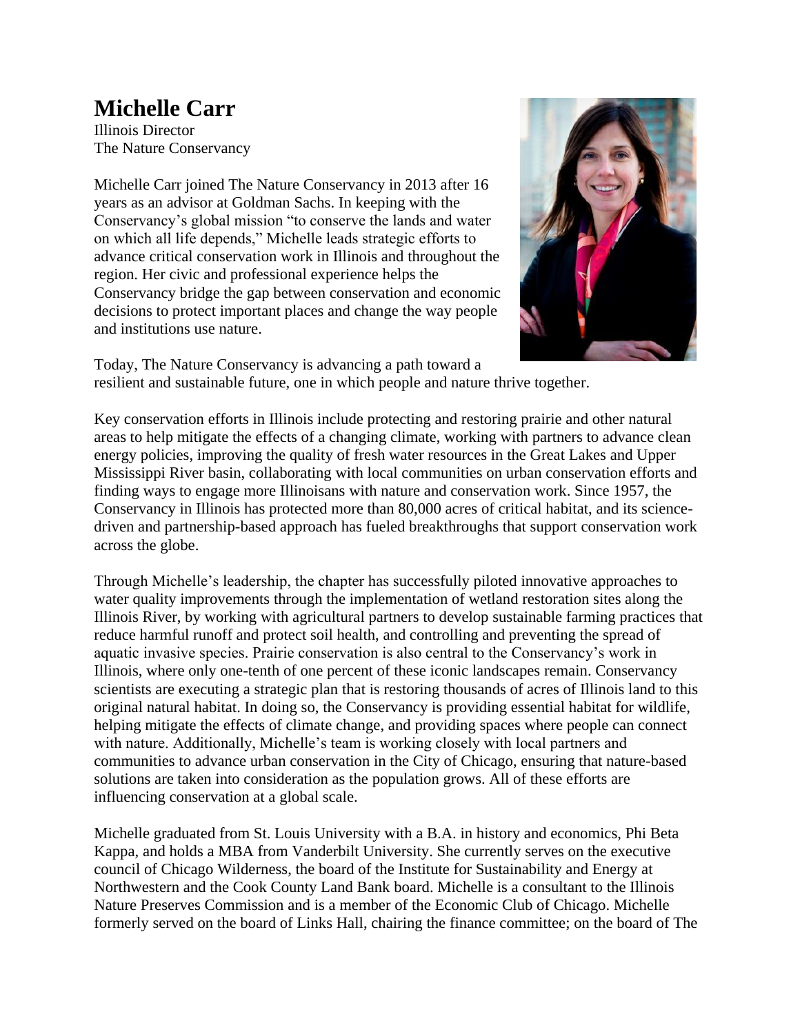# Michelle Carr

Illinois Director
The Nature Conservancy

Michelle Carr joined The Nature Conservancy in 2013 after 16 years as an advisor at Goldman Sachs. In keeping with the Conservancy's global mission "to conserve the lands and water on which all life depends," Michelle leads strategic efforts to advance critical conservation work in Illinois and throughout the region. Her civic and professional experience helps the Conservancy bridge the gap between conservation and economic decisions to protect important places and change the way people and institutions use nature.

Today, The Nature Conservancy is advancing a path toward a resilient and sustainable future, one in which people and nature thrive together.

Key conservation efforts in Illinois include protecting and restoring prairie and other natural areas to help mitigate the effects of a changing climate, working with partners to advance clean energy policies, improving the quality of fresh water resources in the Great Lakes and Upper Mississippi River basin, collaborating with local communities on urban conservation efforts and finding ways to engage more Illinoisans with nature and conservation work. Since 1957, the Conservancy in Illinois has protected more than 80,000 acres of critical habitat, and its science-driven and partnership-based approach has fueled breakthroughs that support conservation work across the globe.

Through Michelle's leadership, the chapter has successfully piloted innovative approaches to water quality improvements through the implementation of wetland restoration sites along the Illinois River, by working with agricultural partners to develop sustainable farming practices that reduce harmful runoff and protect soil health, and controlling and preventing the spread of aquatic invasive species. Prairie conservation is also central to the Conservancy's work in Illinois, where only one-tenth of one percent of these iconic landscapes remain. Conservancy scientists are executing a strategic plan that is restoring thousands of acres of Illinois land to this original natural habitat. In doing so, the Conservancy is providing essential habitat for wildlife, helping mitigate the effects of climate change, and providing spaces where people can connect with nature. Additionally, Michelle's team is working closely with local partners and communities to advance urban conservation in the City of Chicago, ensuring that nature-based solutions are taken into consideration as the population grows. All of these efforts are influencing conservation at a global scale.

Michelle graduated from St. Louis University with a B.A. in history and economics, Phi Beta Kappa, and holds a MBA from Vanderbilt University. She currently serves on the executive council of Chicago Wilderness, the board of the Institute for Sustainability and Energy at Northwestern and the Cook County Land Bank board. Michelle is a consultant to the Illinois Nature Preserves Commission and is a member of the Economic Club of Chicago. Michelle formerly served on the board of Links Hall, chairing the finance committee; on the board of The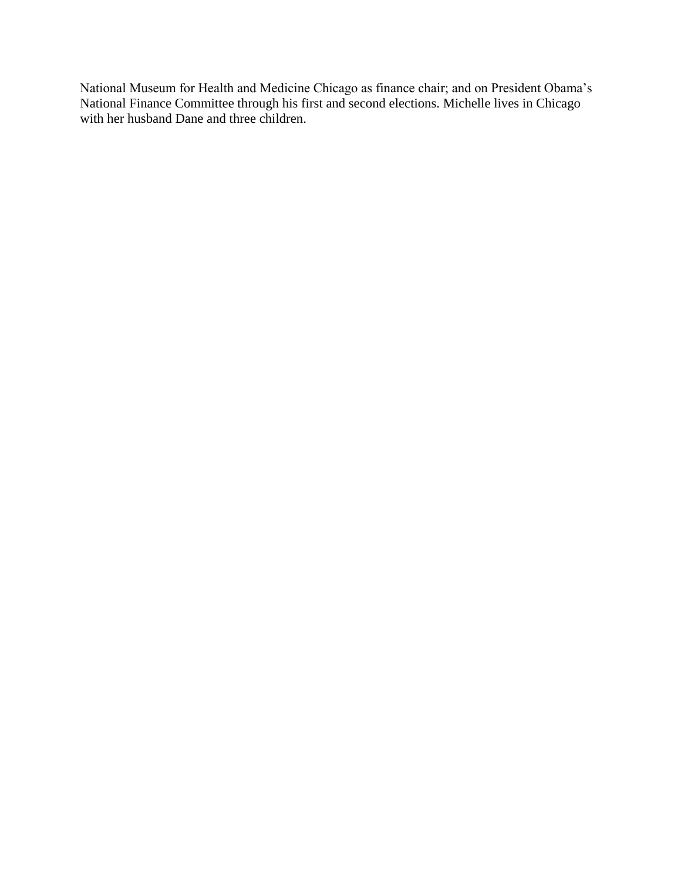National Museum for Health and Medicine Chicago as finance chair; and on President Obama's National Finance Committee through his first and second elections. Michelle lives in Chicago with her husband Dane and three children.